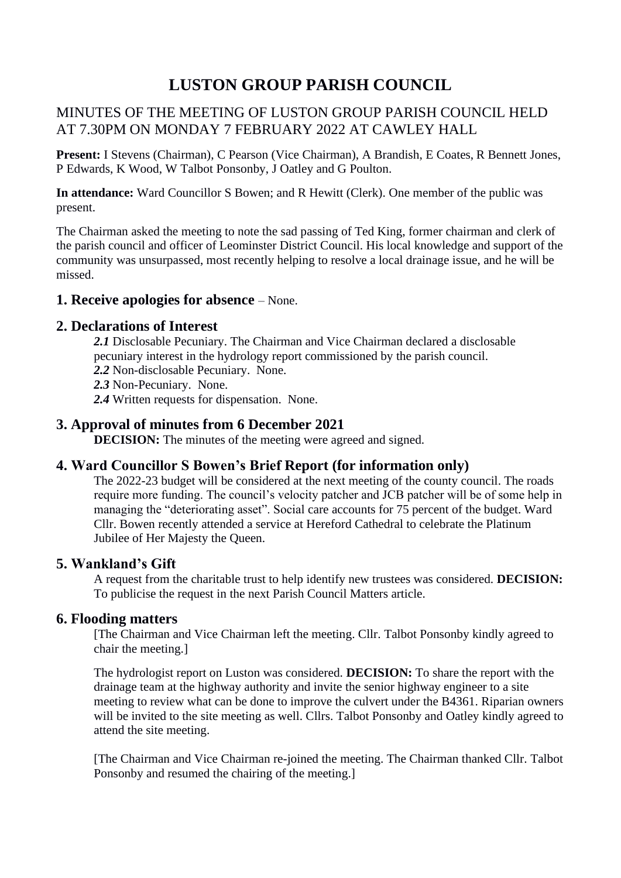# LUSTON GROUP PARISH COUNCIL

MINUTES OF THE MEETING OF LUSTON GROUP PARISH COUNCIL HELD AT 7.30PM ON MONDAY 7 FEBRUARY 2022 AT CAWLEY HALL

**Present:** I Stevens (Chairman), C Pearson (Vice Chairman), A Brandish, E Coates, R Bennett Jones, P Edwards, K Wood, W Talbot Ponsonby, J Oatley and G Poulton.

**In attendance:** Ward Councillor S Bowen; and R Hewitt (Clerk). One member of the public was present.

The Chairman asked the meeting to note the sad passing of Ted King, former chairman and clerk of the parish council and officer of Leominster District Council. His local knowledge and support of the community was unsurpassed, most recently helping to resolve a local drainage issue, and he will be missed.

## 1. Receive apologies for absence – None.

## 2. Declarations of Interest

***2.1*** Disclosable Pecuniary. The Chairman and Vice Chairman declared a disclosable pecuniary interest in the hydrology report commissioned by the parish council.
***2.2*** Non-disclosable Pecuniary. None.
***2.3*** Non-Pecuniary. None.
***2.4*** Written requests for dispensation. None.

## 3. Approval of minutes from 6 December 2021

**DECISION:** The minutes of the meeting were agreed and signed.

## 4. Ward Councillor S Bowen's Brief Report (for information only)

The 2022-23 budget will be considered at the next meeting of the county council. The roads require more funding. The council's velocity patcher and JCB patcher will be of some help in managing the "deteriorating asset". Social care accounts for 75 percent of the budget. Ward Cllr. Bowen recently attended a service at Hereford Cathedral to celebrate the Platinum Jubilee of Her Majesty the Queen.

## 5. Wankland's Gift

A request from the charitable trust to help identify new trustees was considered. **DECISION:** To publicise the request in the next Parish Council Matters article.

## 6. Flooding matters

[The Chairman and Vice Chairman left the meeting. Cllr. Talbot Ponsonby kindly agreed to chair the meeting.]

The hydrologist report on Luston was considered. **DECISION:** To share the report with the drainage team at the highway authority and invite the senior highway engineer to a site meeting to review what can be done to improve the culvert under the B4361. Riparian owners will be invited to the site meeting as well. Cllrs. Talbot Ponsonby and Oatley kindly agreed to attend the site meeting.

[The Chairman and Vice Chairman re-joined the meeting. The Chairman thanked Cllr. Talbot Ponsonby and resumed the chairing of the meeting.]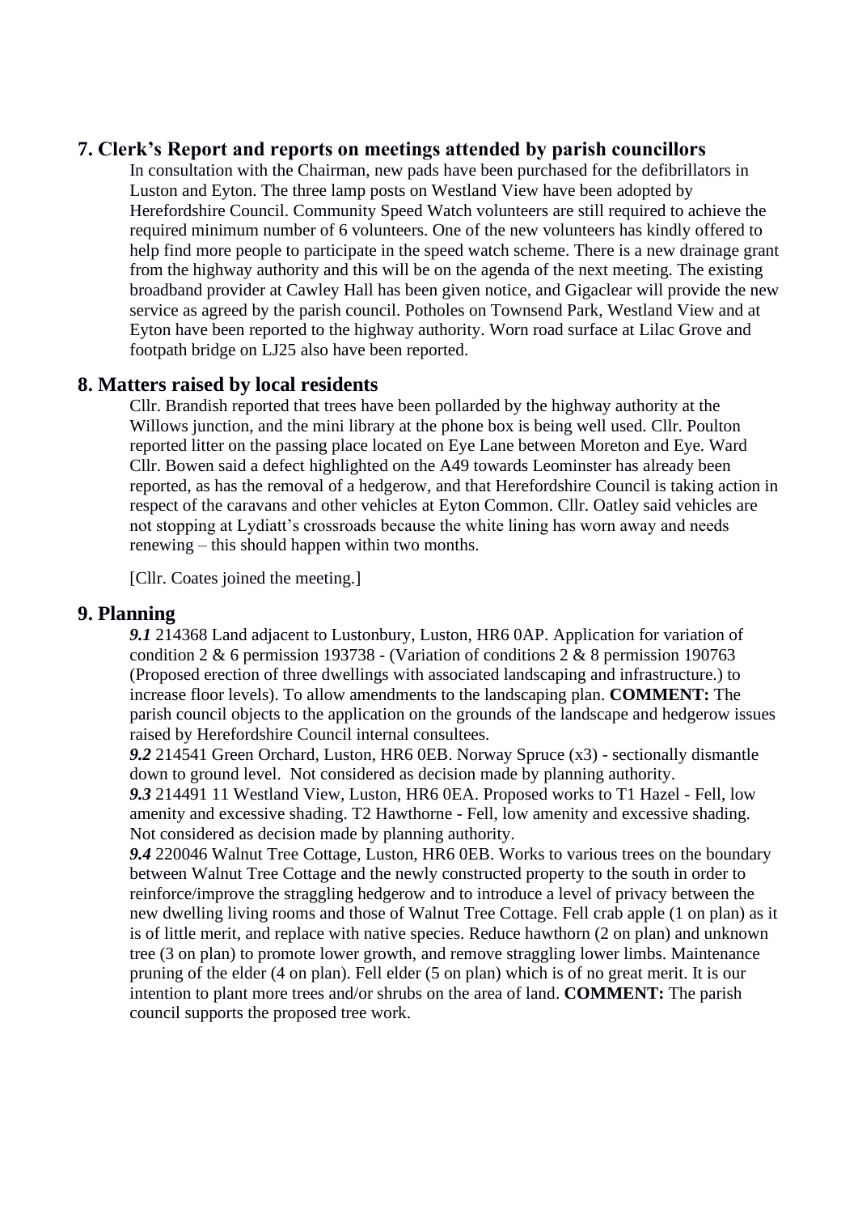## 7. Clerk's Report and reports on meetings attended by parish councillors

In consultation with the Chairman, new pads have been purchased for the defibrillators in Luston and Eyton. The three lamp posts on Westland View have been adopted by Herefordshire Council. Community Speed Watch volunteers are still required to achieve the required minimum number of 6 volunteers. One of the new volunteers has kindly offered to help find more people to participate in the speed watch scheme. There is a new drainage grant from the highway authority and this will be on the agenda of the next meeting. The existing broadband provider at Cawley Hall has been given notice, and Gigaclear will provide the new service as agreed by the parish council. Potholes on Townsend Park, Westland View and at Eyton have been reported to the highway authority. Worn road surface at Lilac Grove and footpath bridge on LJ25 also have been reported.

## 8. Matters raised by local residents

Cllr. Brandish reported that trees have been pollarded by the highway authority at the Willows junction, and the mini library at the phone box is being well used. Cllr. Poulton reported litter on the passing place located on Eye Lane between Moreton and Eye. Ward Cllr. Bowen said a defect highlighted on the A49 towards Leominster has already been reported, as has the removal of a hedgerow, and that Herefordshire Council is taking action in respect of the caravans and other vehicles at Eyton Common. Cllr. Oatley said vehicles are not stopping at Lydiatt's crossroads because the white lining has worn away and needs renewing – this should happen within two months.

[Cllr. Coates joined the meeting.]

## 9. Planning

***9.1*** 214368 Land adjacent to Lustonbury, Luston, HR6 0AP. Application for variation of condition 2 & 6 permission 193738 - (Variation of conditions 2 & 8 permission 190763 (Proposed erection of three dwellings with associated landscaping and infrastructure.) to increase floor levels). To allow amendments to the landscaping plan. **COMMENT:** The parish council objects to the application on the grounds of the landscape and hedgerow issues raised by Herefordshire Council internal consultees.

***9.2*** 214541 Green Orchard, Luston, HR6 0EB. Norway Spruce (x3) - sectionally dismantle down to ground level. Not considered as decision made by planning authority.

***9.3*** 214491 11 Westland View, Luston, HR6 0EA. Proposed works to T1 Hazel - Fell, low amenity and excessive shading. T2 Hawthorne - Fell, low amenity and excessive shading. Not considered as decision made by planning authority.

***9.4*** 220046 Walnut Tree Cottage, Luston, HR6 0EB. Works to various trees on the boundary between Walnut Tree Cottage and the newly constructed property to the south in order to reinforce/improve the straggling hedgerow and to introduce a level of privacy between the new dwelling living rooms and those of Walnut Tree Cottage. Fell crab apple (1 on plan) as it is of little merit, and replace with native species. Reduce hawthorn (2 on plan) and unknown tree (3 on plan) to promote lower growth, and remove straggling lower limbs. Maintenance pruning of the elder (4 on plan). Fell elder (5 on plan) which is of no great merit. It is our intention to plant more trees and/or shrubs on the area of land. **COMMENT:** The parish council supports the proposed tree work.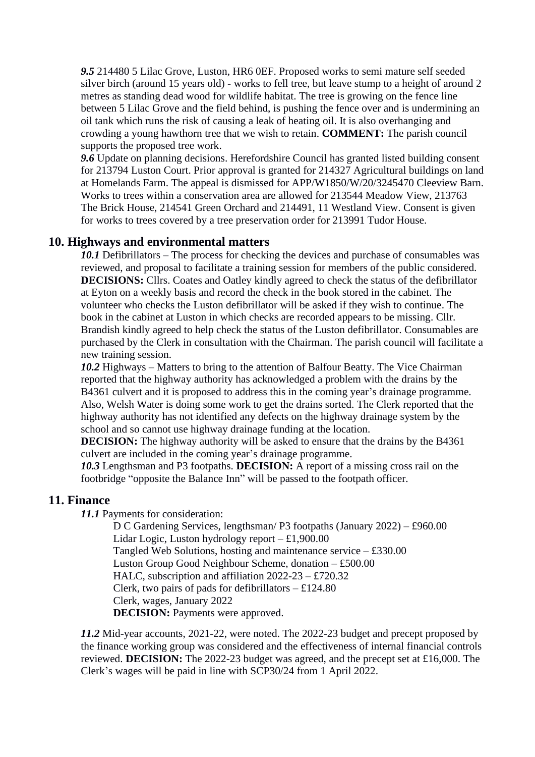***9.5*** 214480 5 Lilac Grove, Luston, HR6 0EF. Proposed works to semi mature self seeded silver birch (around 15 years old) - works to fell tree, but leave stump to a height of around 2 metres as standing dead wood for wildlife habitat. The tree is growing on the fence line between 5 Lilac Grove and the field behind, is pushing the fence over and is undermining an oil tank which runs the risk of causing a leak of heating oil. It is also overhanging and crowding a young hawthorn tree that we wish to retain. **COMMENT:** The parish council supports the proposed tree work.

***9.6*** Update on planning decisions. Herefordshire Council has granted listed building consent for 213794 Luston Court. Prior approval is granted for 214327 Agricultural buildings on land at Homelands Farm. The appeal is dismissed for APP/W1850/W/20/3245470 Cleeview Barn. Works to trees within a conservation area are allowed for 213544 Meadow View, 213763 The Brick House, 214541 Green Orchard and 214491, 11 Westland View. Consent is given for works to trees covered by a tree preservation order for 213991 Tudor House.

## 10. Highways and environmental matters

***10.1*** Defibrillators – The process for checking the devices and purchase of consumables was reviewed, and proposal to facilitate a training session for members of the public considered. **DECISIONS:** Cllrs. Coates and Oatley kindly agreed to check the status of the defibrillator at Eyton on a weekly basis and record the check in the book stored in the cabinet. The volunteer who checks the Luston defibrillator will be asked if they wish to continue. The book in the cabinet at Luston in which checks are recorded appears to be missing. Cllr. Brandish kindly agreed to help check the status of the Luston defibrillator. Consumables are purchased by the Clerk in consultation with the Chairman. The parish council will facilitate a new training session.

***10.2*** Highways – Matters to bring to the attention of Balfour Beatty. The Vice Chairman reported that the highway authority has acknowledged a problem with the drains by the B4361 culvert and it is proposed to address this in the coming year's drainage programme. Also, Welsh Water is doing some work to get the drains sorted. The Clerk reported that the highway authority has not identified any defects on the highway drainage system by the school and so cannot use highway drainage funding at the location.

**DECISION:** The highway authority will be asked to ensure that the drains by the B4361 culvert are included in the coming year's drainage programme.

***10.3*** Lengthsman and P3 footpaths. **DECISION:** A report of a missing cross rail on the footbridge "opposite the Balance Inn" will be passed to the footpath officer.

## 11. Finance

***11.1*** Payments for consideration:

D C Gardening Services, lengthsman/ P3 footpaths (January 2022) – £960.00
Lidar Logic, Luston hydrology report – £1,900.00
Tangled Web Solutions, hosting and maintenance service – £330.00
Luston Group Good Neighbour Scheme, donation – £500.00
HALC, subscription and affiliation 2022-23 – £720.32
Clerk, two pairs of pads for defibrillators – £124.80
Clerk, wages, January 2022
**DECISION:** Payments were approved.

***11.2*** Mid-year accounts, 2021-22, were noted. The 2022-23 budget and precept proposed by the finance working group was considered and the effectiveness of internal financial controls reviewed. **DECISION:** The 2022-23 budget was agreed, and the precept set at £16,000. The Clerk's wages will be paid in line with SCP30/24 from 1 April 2022.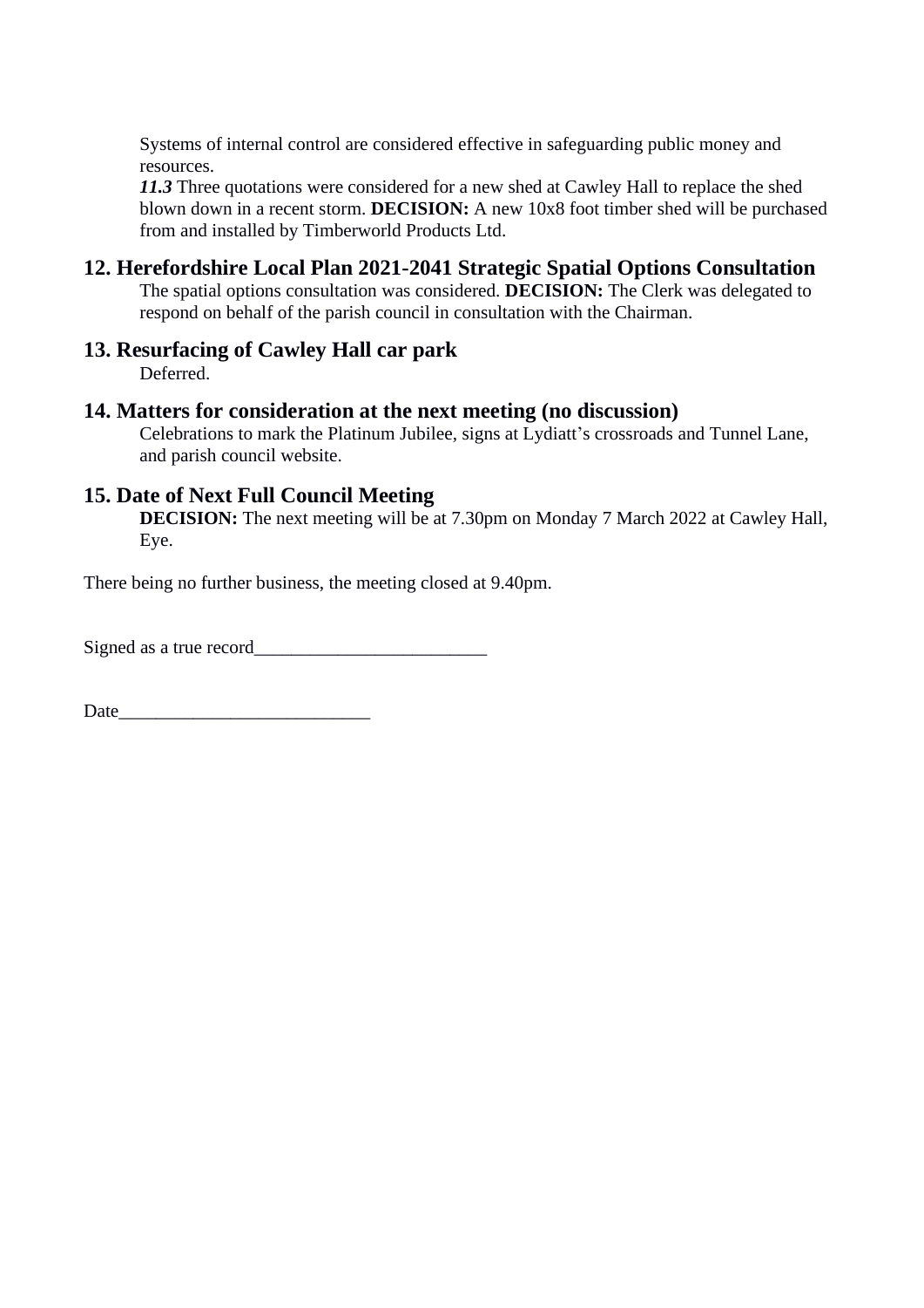Systems of internal control are considered effective in safeguarding public money and resources.

***11.3*** Three quotations were considered for a new shed at Cawley Hall to replace the shed blown down in a recent storm. **DECISION:** A new 10x8 foot timber shed will be purchased from and installed by Timberworld Products Ltd.

## 12. Herefordshire Local Plan 2021-2041 Strategic Spatial Options Consultation

The spatial options consultation was considered. **DECISION:** The Clerk was delegated to respond on behalf of the parish council in consultation with the Chairman.

## 13. Resurfacing of Cawley Hall car park

Deferred.

## 14. Matters for consideration at the next meeting (no discussion)

Celebrations to mark the Platinum Jubilee, signs at Lydiatt's crossroads and Tunnel Lane, and parish council website.

## 15. Date of Next Full Council Meeting

**DECISION:** The next meeting will be at 7.30pm on Monday 7 March 2022 at Cawley Hall, Eye.

There being no further business, the meeting closed at 9.40pm.

Signed as a true record_________________________

Date___________________________